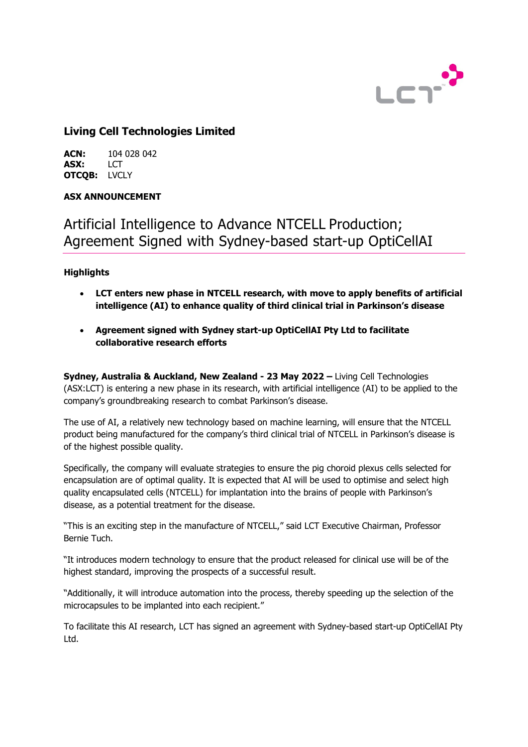**Living Cell Technologies Limited**

**ACN:** 104 028 042
**ASX:** LCT
**OTCQB:** LVCLY

**ASX ANNOUNCEMENT**

# Artificial Intelligence to Advance NTCELL Production; Agreement Signed with Sydney-based start-up OptiCellAI

**Highlights**

- **LCT enters new phase in NTCELL research, with move to apply benefits of artificial intelligence (AI) to enhance quality of third clinical trial in Parkinson's disease**
- **Agreement signed with Sydney start-up OptiCellAI Pty Ltd to facilitate collaborative research efforts**

**Sydney, Australia & Auckland, New Zealand - 23 May 2022 –** Living Cell Technologies (ASX:LCT) is entering a new phase in its research, with artificial intelligence (AI) to be applied to the company's groundbreaking research to combat Parkinson's disease.

The use of AI, a relatively new technology based on machine learning, will ensure that the NTCELL product being manufactured for the company's third clinical trial of NTCELL in Parkinson's disease is of the highest possible quality.

Specifically, the company will evaluate strategies to ensure the pig choroid plexus cells selected for encapsulation are of optimal quality. It is expected that AI will be used to optimise and select high quality encapsulated cells (NTCELL) for implantation into the brains of people with Parkinson's disease, as a potential treatment for the disease.

"This is an exciting step in the manufacture of NTCELL," said LCT Executive Chairman, Professor Bernie Tuch.

"It introduces modern technology to ensure that the product released for clinical use will be of the highest standard, improving the prospects of a successful result.

"Additionally, it will introduce automation into the process, thereby speeding up the selection of the microcapsules to be implanted into each recipient."

To facilitate this AI research, LCT has signed an agreement with Sydney-based start-up OptiCellAI Pty Ltd.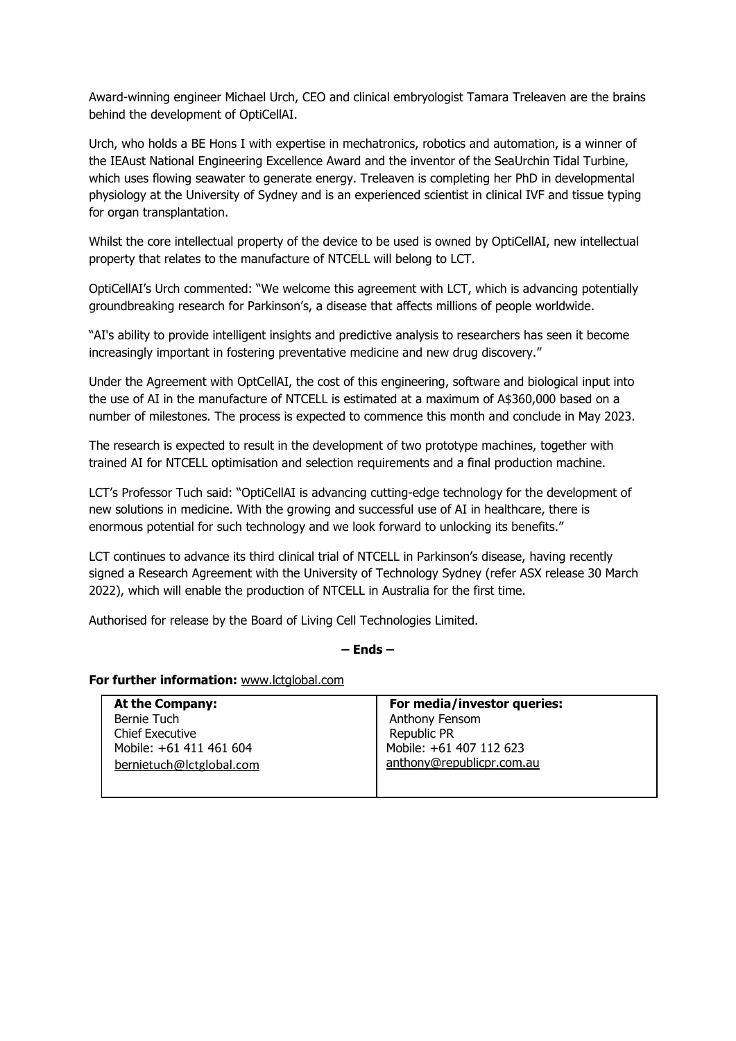Award-winning engineer Michael Urch, CEO and clinical embryologist Tamara Treleaven are the brains behind the development of OptiCellAI.

Urch, who holds a BE Hons I with expertise in mechatronics, robotics and automation, is a winner of the IEAust National Engineering Excellence Award and the inventor of the SeaUrchin Tidal Turbine, which uses flowing seawater to generate energy. Treleaven is completing her PhD in developmental physiology at the University of Sydney and is an experienced scientist in clinical IVF and tissue typing for organ transplantation.

Whilst the core intellectual property of the device to be used is owned by OptiCellAI, new intellectual property that relates to the manufacture of NTCELL will belong to LCT.

OptiCellAI's Urch commented: "We welcome this agreement with LCT, which is advancing potentially groundbreaking research for Parkinson's, a disease that affects millions of people worldwide.

"AI's ability to provide intelligent insights and predictive analysis to researchers has seen it become increasingly important in fostering preventative medicine and new drug discovery."

Under the Agreement with OptCellAI, the cost of this engineering, software and biological input into the use of AI in the manufacture of NTCELL is estimated at a maximum of A$360,000 based on a number of milestones. The process is expected to commence this month and conclude in May 2023.

The research is expected to result in the development of two prototype machines, together with trained AI for NTCELL optimisation and selection requirements and a final production machine.

LCT's Professor Tuch said: "OptiCellAI is advancing cutting-edge technology for the development of new solutions in medicine. With the growing and successful use of AI in healthcare, there is enormous potential for such technology and we look forward to unlocking its benefits."

LCT continues to advance its third clinical trial of NTCELL in Parkinson's disease, having recently signed a Research Agreement with the University of Technology Sydney (refer ASX release 30 March 2022), which will enable the production of NTCELL in Australia for the first time.

Authorised for release by the Board of Living Cell Technologies Limited.

**– Ends –**

**For further information:** www.lctglobal.com

| **At the Company:** | **For media/investor queries:** |
|---|---|
| Bernie Tuch | Anthony Fensom |
| Chief Executive | Republic PR |
| Mobile: +61 411 461 604 | Mobile: +61 407 112 623 |
| bernietuch@lctglobal.com | anthony@republicpr.com.au |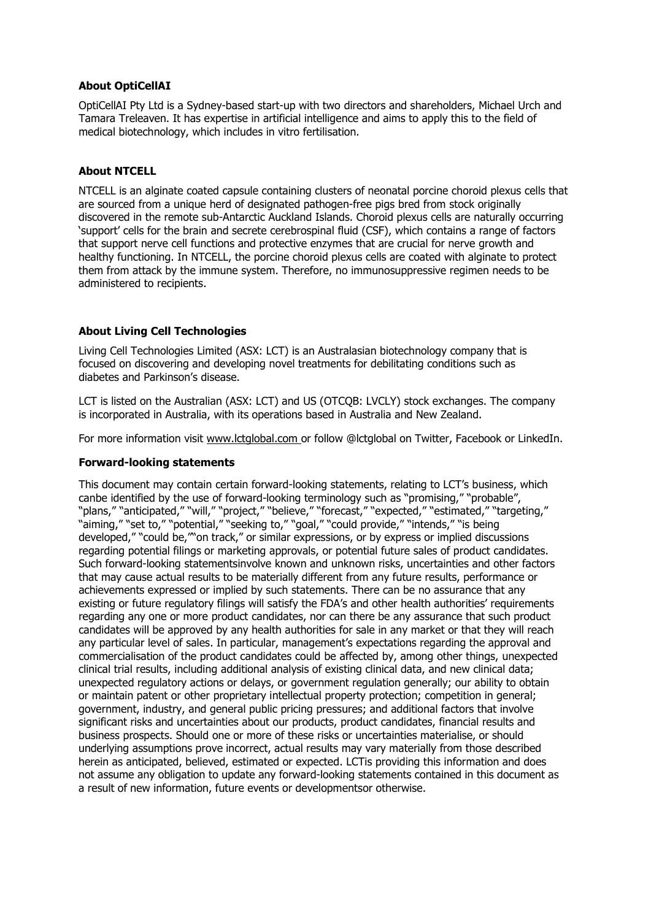**About OptiCellAI**

OptiCellAI Pty Ltd is a Sydney-based start-up with two directors and shareholders, Michael Urch and Tamara Treleaven. It has expertise in artificial intelligence and aims to apply this to the field of medical biotechnology, which includes in vitro fertilisation.

**About NTCELL**

NTCELL is an alginate coated capsule containing clusters of neonatal porcine choroid plexus cells that are sourced from a unique herd of designated pathogen-free pigs bred from stock originally discovered in the remote sub-Antarctic Auckland Islands. Choroid plexus cells are naturally occurring 'support' cells for the brain and secrete cerebrospinal fluid (CSF), which contains a range of factors that support nerve cell functions and protective enzymes that are crucial for nerve growth and healthy functioning. In NTCELL, the porcine choroid plexus cells are coated with alginate to protect them from attack by the immune system. Therefore, no immunosuppressive regimen needs to be administered to recipients.

**About Living Cell Technologies**

Living Cell Technologies Limited (ASX: LCT) is an Australasian biotechnology company that is focused on discovering and developing novel treatments for debilitating conditions such as diabetes and Parkinson's disease.

LCT is listed on the Australian (ASX: LCT) and US (OTCQB: LVCLY) stock exchanges. The company is incorporated in Australia, with its operations based in Australia and New Zealand.

For more information visit www.lctglobal.com or follow @lctglobal on Twitter, Facebook or LinkedIn.

**Forward-looking statements**

This document may contain certain forward-looking statements, relating to LCT's business, which canbe identified by the use of forward-looking terminology such as "promising," "probable", "plans," "anticipated," "will," "project," "believe," "forecast," "expected," "estimated," "targeting," "aiming," "set to," "potential," "seeking to," "goal," "could provide," "intends," "is being developed," "could be,""on track," or similar expressions, or by express or implied discussions regarding potential filings or marketing approvals, or potential future sales of product candidates. Such forward-looking statementsinvolve known and unknown risks, uncertainties and other factors that may cause actual results to be materially different from any future results, performance or achievements expressed or implied by such statements. There can be no assurance that any existing or future regulatory filings will satisfy the FDA's and other health authorities' requirements regarding any one or more product candidates, nor can there be any assurance that such product candidates will be approved by any health authorities for sale in any market or that they will reach any particular level of sales. In particular, management's expectations regarding the approval and commercialisation of the product candidates could be affected by, among other things, unexpected clinical trial results, including additional analysis of existing clinical data, and new clinical data; unexpected regulatory actions or delays, or government regulation generally; our ability to obtain or maintain patent or other proprietary intellectual property protection; competition in general; government, industry, and general public pricing pressures; and additional factors that involve significant risks and uncertainties about our products, product candidates, financial results and business prospects. Should one or more of these risks or uncertainties materialise, or should underlying assumptions prove incorrect, actual results may vary materially from those described herein as anticipated, believed, estimated or expected. LCTis providing this information and does not assume any obligation to update any forward-looking statements contained in this document as a result of new information, future events or developmentsor otherwise.